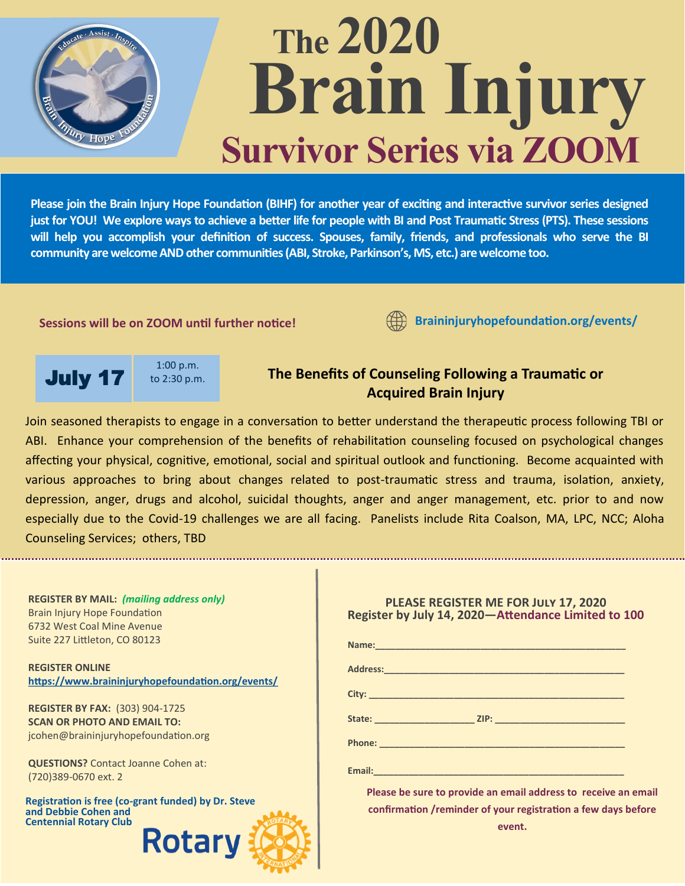# The 2020 Brain Injury Survivor Series via ZOOM

**Please join the Brain Injury Hope Foundation (BIHF) for another year of exciting and interactive survivor series designed just for YOU! We explore ways to achieve a better life for people with BI and Post Traumatic Stress (PTS). These sessions will help you accomplish your definition of success. Spouses, family, friends, and professionals who serve the BI community are welcome AND other communities (ABI, Stroke, Parkinson's, MS, etc.) are welcome too.**

**Sessions will be on ZOOM until further notice!**

**Braininjuryhopefoundation.org/events/**

**July 17** 1:00 p.m. to 2:30 p.m.

## The Benefits of Counseling Following a Traumatic or Acquired Brain Injury

Join seasoned therapists to engage in a conversation to better understand the therapeutic process following TBI or ABI. Enhance your comprehension of the benefits of rehabilitation counseling focused on psychological changes affecting your physical, cognitive, emotional, social and spiritual outlook and functioning. Become acquainted with various approaches to bring about changes related to post-traumatic stress and trauma, isolation, anxiety, depression, anger, drugs and alcohol, suicidal thoughts, anger and anger management, etc. prior to and now especially due to the Covid-19 challenges we are all facing. Panelists include Rita Coalson, MA, LPC, NCC; Aloha Counseling Services; others, TBD

**REGISTER BY MAIL:** ***(mailing address only)***
Brain Injury Hope Foundation
6732 West Coal Mine Avenue
Suite 227 Littleton, CO 80123

**REGISTER ONLINE**
**https://www.braininjuryhopefoundation.org/events/**

**REGISTER BY FAX:** (303) 904-1725
**SCAN OR PHOTO AND EMAIL TO:**
jcohen@braininjuryhopefoundation.org

**QUESTIONS?** Contact Joanne Cohen at:
(720)389-0670 ext. 2

**Registration is free (co-grant funded) by Dr. Steve and Debbie Cohen and Centennial Rotary Club**

Rotary

**PLEASE REGISTER ME FOR JULY 17, 2020**
**Register by July 14, 2020—Attendance Limited to 100**

**Name:**\_\_\_\_\_\_\_\_\_\_\_\_\_\_\_\_\_\_\_\_\_\_\_\_\_\_\_\_\_\_\_\_\_\_\_\_\_\_\_\_

**Address:**\_\_\_\_\_\_\_\_\_\_\_\_\_\_\_\_\_\_\_\_\_\_\_\_\_\_\_\_\_\_\_\_\_\_\_\_\_\_

**City:** \_\_\_\_\_\_\_\_\_\_\_\_\_\_\_\_\_\_\_\_\_\_\_\_\_\_\_\_\_\_\_\_\_\_\_\_\_\_\_\_\_

**State:** \_\_\_\_\_\_\_\_\_\_\_\_\_\_\_\_ **ZIP:** \_\_\_\_\_\_\_\_\_\_\_\_\_\_\_\_\_\_\_\_\_

**Phone:** \_\_\_\_\_\_\_\_\_\_\_\_\_\_\_\_\_\_\_\_\_\_\_\_\_\_\_\_\_\_\_\_\_\_\_\_\_\_\_

**Email:**\_\_\_\_\_\_\_\_\_\_\_\_\_\_\_\_\_\_\_\_\_\_\_\_\_\_\_\_\_\_\_\_\_\_\_\_\_\_\_\_

**Please be sure to provide an email address to receive an email confirmation /reminder of your registration a few days before event.**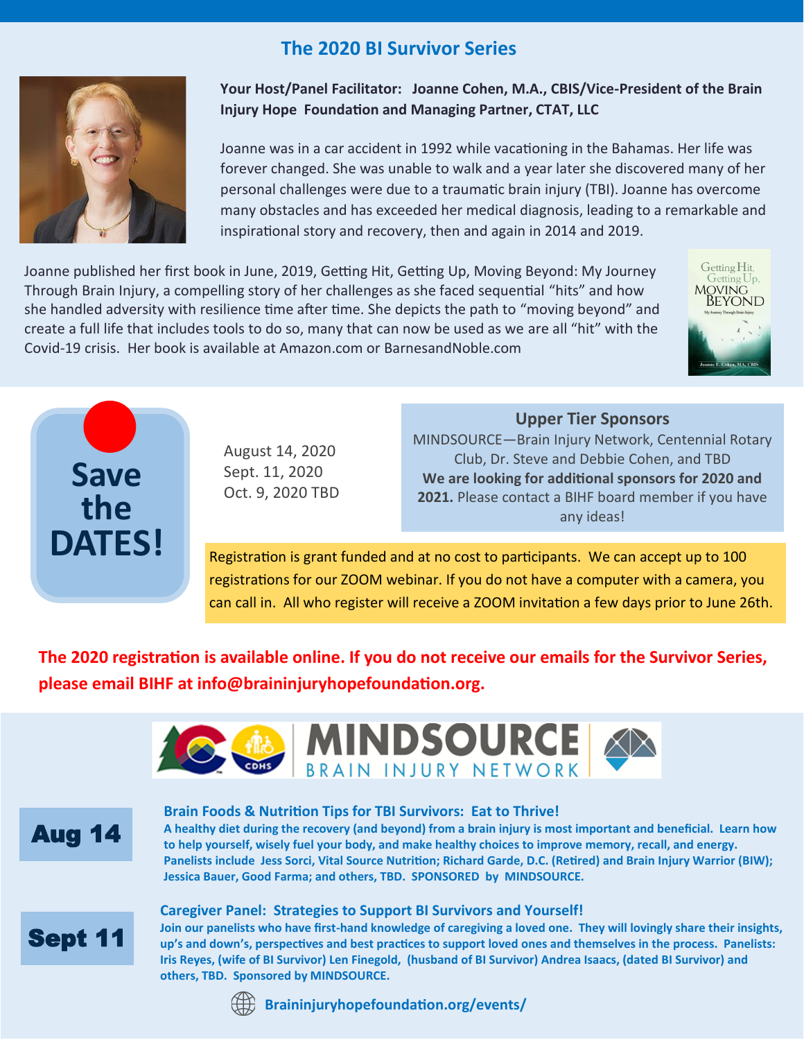## The 2020 BI Survivor Series

**Your Host/Panel Facilitator: Joanne Cohen, M.A., CBIS/Vice-President of the Brain Injury Hope Foundation and Managing Partner, CTAT, LLC**

Joanne was in a car accident in 1992 while vacationing in the Bahamas. Her life was forever changed. She was unable to walk and a year later she discovered many of her personal challenges were due to a traumatic brain injury (TBI). Joanne has overcome many obstacles and has exceeded her medical diagnosis, leading to a remarkable and inspirational story and recovery, then and again in 2014 and 2019.

Joanne published her first book in June, 2019, Getting Hit, Getting Up, Moving Beyond: My Journey Through Brain Injury, a compelling story of her challenges as she faced sequential "hits" and how she handled adversity with resilience time after time. She depicts the path to "moving beyond" and create a full life that includes tools to do so, many that can now be used as we are all "hit" with the Covid-19 crisis. Her book is available at Amazon.com or BarnesandNoble.com

Getting Hit, Getting Up, Moving Beyond
My Journey Through Brain Injury
Joanne E. Cohen, MA, CBIS

**Save the DATES!**

August 14, 2020
Sept. 11, 2020
Oct. 9, 2020 TBD

**Upper Tier Sponsors**

MINDSOURCE—Brain Injury Network, Centennial Rotary Club, Dr. Steve and Debbie Cohen, and TBD
**We are looking for additional sponsors for 2020 and 2021.** Please contact a BIHF board member if you have any ideas!

Registration is grant funded and at no cost to participants. We can accept up to 100 registrations for our ZOOM webinar. If you do not have a computer with a camera, you can call in. All who register will receive a ZOOM invitation a few days prior to June 26th.

**The 2020 registration is available online. If you do not receive our emails for the Survivor Series, please email BIHF at info@braininjuryhopefoundation.org.**

CDHS | MINDSOURCE BRAIN INJURY NETWORK

**Aug 14**

**Brain Foods & Nutrition Tips for TBI Survivors: Eat to Thrive!**
**A healthy diet during the recovery (and beyond) from a brain injury is most important and beneficial. Learn how to help yourself, wisely fuel your body, and make healthy choices to improve memory, recall, and energy. Panelists include Jess Sorci, Vital Source Nutrition; Richard Garde, D.C. (Retired) and Brain Injury Warrior (BIW); Jessica Bauer, Good Farma; and others, TBD. SPONSORED by MINDSOURCE.**

**Sept 11**

**Caregiver Panel: Strategies to Support BI Survivors and Yourself!**
**Join our panelists who have first-hand knowledge of caregiving a loved one. They will lovingly share their insights, up's and down's, perspectives and best practices to support loved ones and themselves in the process. Panelists: Iris Reyes, (wife of BI Survivor) Len Finegold, (husband of BI Survivor) Andrea Isaacs, (dated BI Survivor) and others, TBD. Sponsored by MINDSOURCE.**

**Braininjuryhopefoundation.org/events/**